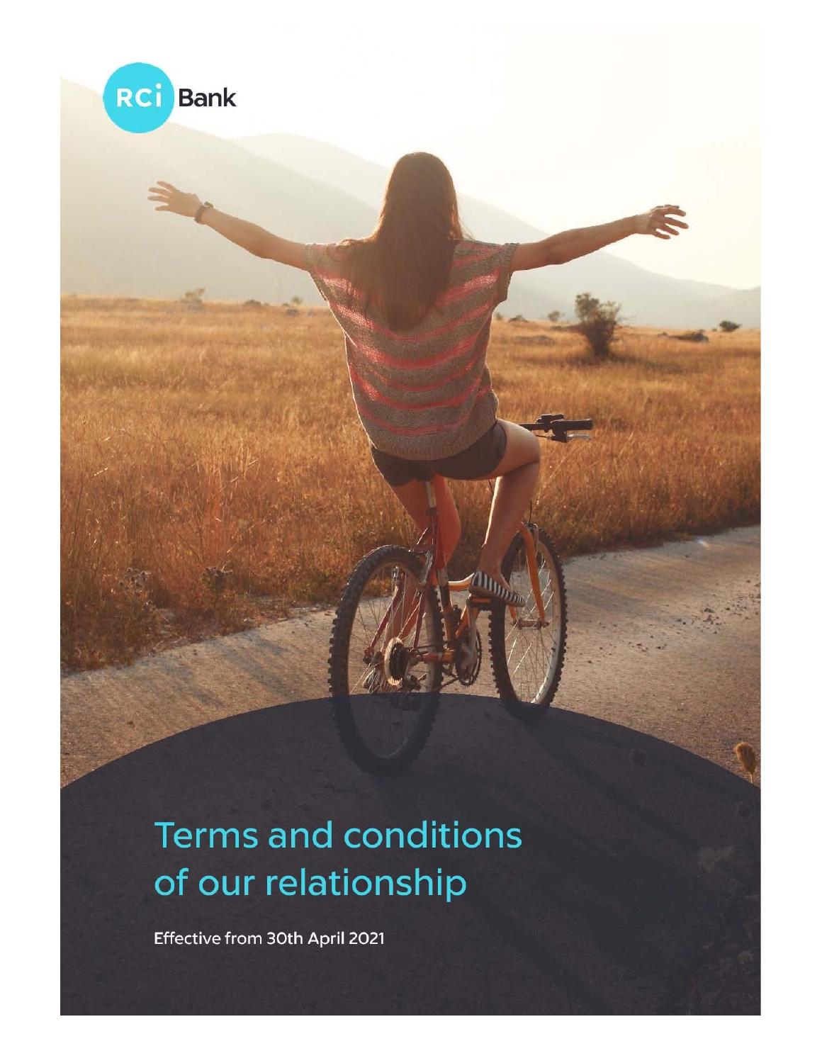RCi Bank

# Terms and conditions of our relationship

Effective from 30th April 2021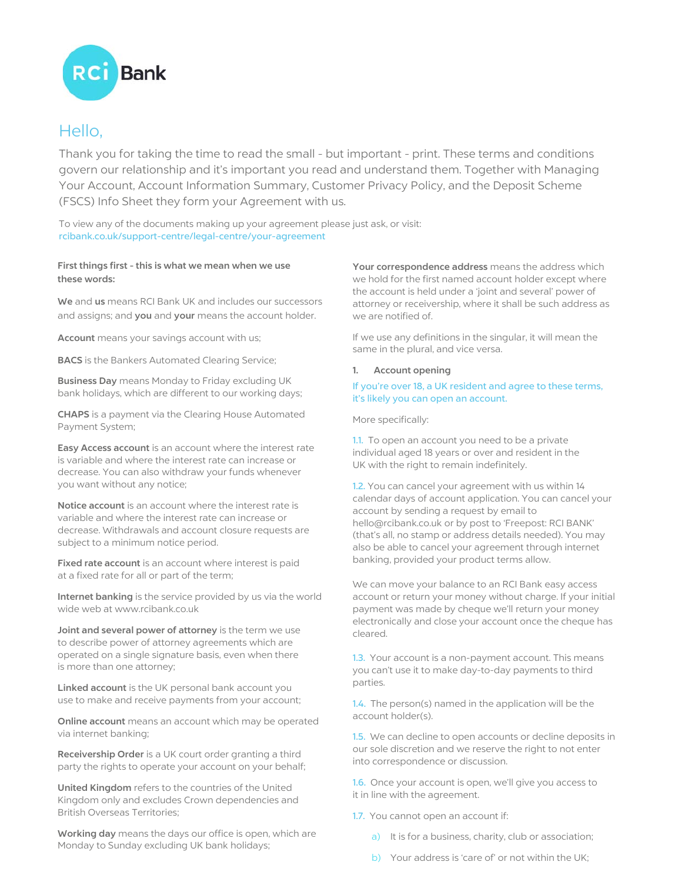RCI Bank

# Hello,

Thank you for taking the time to read the small - but important - print. These terms and conditions govern our relationship and it's important you read and understand them. Together with Managing Your Account, Account Information Summary, Customer Privacy Policy, and the Deposit Scheme (FSCS) Info Sheet they form your Agreement with us.

To view any of the documents making up your agreement please just ask, or visit: rcibank.co.uk/support-centre/legal-centre/your-agreement

**First things first - this is what we mean when we use these words:**

**We** and **us** means RCI Bank UK and includes our successors and assigns; and **you** and **your** means the account holder.

**Account** means your savings account with us;

**BACS** is the Bankers Automated Clearing Service;

**Business Day** means Monday to Friday excluding UK bank holidays, which are different to our working days;

**CHAPS** is a payment via the Clearing House Automated Payment System;

**Easy Access account** is an account where the interest rate is variable and where the interest rate can increase or decrease. You can also withdraw your funds whenever you want without any notice;

**Notice account** is an account where the interest rate is variable and where the interest rate can increase or decrease. Withdrawals and account closure requests are subject to a minimum notice period.

**Fixed rate account** is an account where interest is paid at a fixed rate for all or part of the term;

**Internet banking** is the service provided by us via the world wide web at www.rcibank.co.uk

**Joint and several power of attorney** is the term we use to describe power of attorney agreements which are operated on a single signature basis, even when there is more than one attorney;

**Linked account** is the UK personal bank account you use to make and receive payments from your account;

**Online account** means an account which may be operated via internet banking;

**Receivership Order** is a UK court order granting a third party the rights to operate your account on your behalf;

**United Kingdom** refers to the countries of the United Kingdom only and excludes Crown dependencies and British Overseas Territories;

**Working day** means the days our office is open, which are Monday to Sunday excluding UK bank holidays;

**Your correspondence address** means the address which we hold for the first named account holder except where the account is held under a 'joint and several' power of attorney or receivership, where it shall be such address as we are notified of.

If we use any definitions in the singular, it will mean the same in the plural, and vice versa.

## 1. Account opening

If you're over 18, a UK resident and agree to these terms, it's likely you can open an account.

More specifically:

1.1. To open an account you need to be a private individual aged 18 years or over and resident in the UK with the right to remain indefinitely.

1.2. You can cancel your agreement with us within 14 calendar days of account application. You can cancel your account by sending a request by email to hello@rcibank.co.uk or by post to 'Freepost: RCI BANK' (that's all, no stamp or address details needed). You may also be able to cancel your agreement through internet banking, provided your product terms allow.

We can move your balance to an RCI Bank easy access account or return your money without charge. If your initial payment was made by cheque we'll return your money electronically and close your account once the cheque has cleared.

1.3. Your account is a non-payment account. This means you can't use it to make day-to-day payments to third parties.

1.4. The person(s) named in the application will be the account holder(s).

1.5. We can decline to open accounts or decline deposits in our sole discretion and we reserve the right to not enter into correspondence or discussion.

1.6. Once your account is open, we'll give you access to it in line with the agreement.

1.7. You cannot open an account if:

a) It is for a business, charity, club or association;

b) Your address is 'care of' or not within the UK;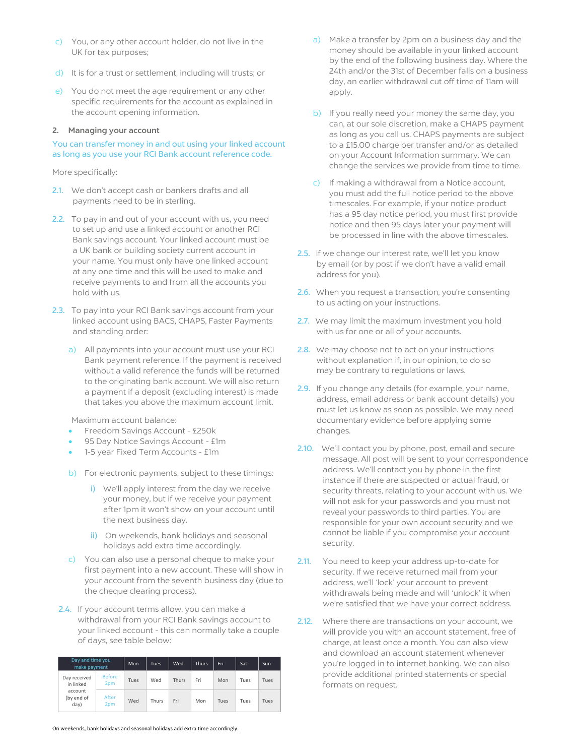c) You, or any other account holder, do not live in the UK for tax purposes;

d) It is for a trust or settlement, including will trusts; or

e) You do not meet the age requirement or any other specific requirements for the account as explained in the account opening information.

## 2. Managing your account

You can transfer money in and out using your linked account as long as you use your RCI Bank account reference code.

More specifically:

2.1. We don't accept cash or bankers drafts and all payments need to be in sterling.

2.2. To pay in and out of your account with us, you need to set up and use a linked account or another RCI Bank savings account. Your linked account must be a UK bank or building society current account in your name. You must only have one linked account at any one time and this will be used to make and receive payments to and from all the accounts you hold with us.

2.3. To pay into your RCI Bank savings account from your linked account using BACS, CHAPS, Faster Payments and standing order:

a) All payments into your account must use your RCI Bank payment reference. If the payment is received without a valid reference the funds will be returned to the originating bank account. We will also return a payment if a deposit (excluding interest) is made that takes you above the maximum account limit.

Maximum account balance:

- Freedom Savings Account - £250k
- 95 Day Notice Savings Account - £1m
- 1-5 year Fixed Term Accounts - £1m

b) For electronic payments, subject to these timings:

i) We'll apply interest from the day we receive your money, but if we receive your payment after 1pm it won't show on your account until the next business day.

ii) On weekends, bank holidays and seasonal holidays add extra time accordingly.

c) You can also use a personal cheque to make your first payment into a new account. These will show in your account from the seventh business day (due to the cheque clearing process).

2.4. If your account terms allow, you can make a withdrawal from your RCI Bank savings account to your linked account - this can normally take a couple of days, see table below:

| Day and time you make payment | | Mon | Tues | Wed | Thurs | Fri | Sat | Sun |
|---|---|---|---|---|---|---|---|---|
| Day received in linked account (by end of day) | Before 2pm | Tues | Wed | Thurs | Fri | Mon | Tues | Tues |
| | After 2pm | Wed | Thurs | Fri | Mon | Tues | Tues | Tues |

On weekends, bank holidays and seasonal holidays add extra time accordingly.

a) Make a transfer by 2pm on a business day and the money should be available in your linked account by the end of the following business day. Where the 24th and/or the 31st of December falls on a business day, an earlier withdrawal cut off time of 11am will apply.

b) If you really need your money the same day, you can, at our sole discretion, make a CHAPS payment as long as you call us. CHAPS payments are subject to a £15.00 charge per transfer and/or as detailed on your Account Information summary. We can change the services we provide from time to time.

c) If making a withdrawal from a Notice account, you must add the full notice period to the above timescales. For example, if your notice product has a 95 day notice period, you must first provide notice and then 95 days later your payment will be processed in line with the above timescales.

2.5. If we change our interest rate, we'll let you know by email (or by post if we don't have a valid email address for you).

2.6. When you request a transaction, you're consenting to us acting on your instructions.

2.7. We may limit the maximum investment you hold with us for one or all of your accounts.

2.8. We may choose not to act on your instructions without explanation if, in our opinion, to do so may be contrary to regulations or laws.

2.9. If you change any details (for example, your name, address, email address or bank account details) you must let us know as soon as possible. We may need documentary evidence before applying some changes.

2.10. We'll contact you by phone, post, email and secure message. All post will be sent to your correspondence address. We'll contact you by phone in the first instance if there are suspected or actual fraud, or security threats, relating to your account with us. We will not ask for your passwords and you must not reveal your passwords to third parties. You are responsible for your own account security and we cannot be liable if you compromise your account security.

2.11. You need to keep your address up-to-date for security. If we receive returned mail from your address, we'll 'lock' your account to prevent withdrawals being made and will 'unlock' it when we're satisfied that we have your correct address.

2.12. Where there are transactions on your account, we will provide you with an account statement, free of charge, at least once a month. You can also view and download an account statement whenever you're logged in to internet banking. We can also provide additional printed statements or special formats on request.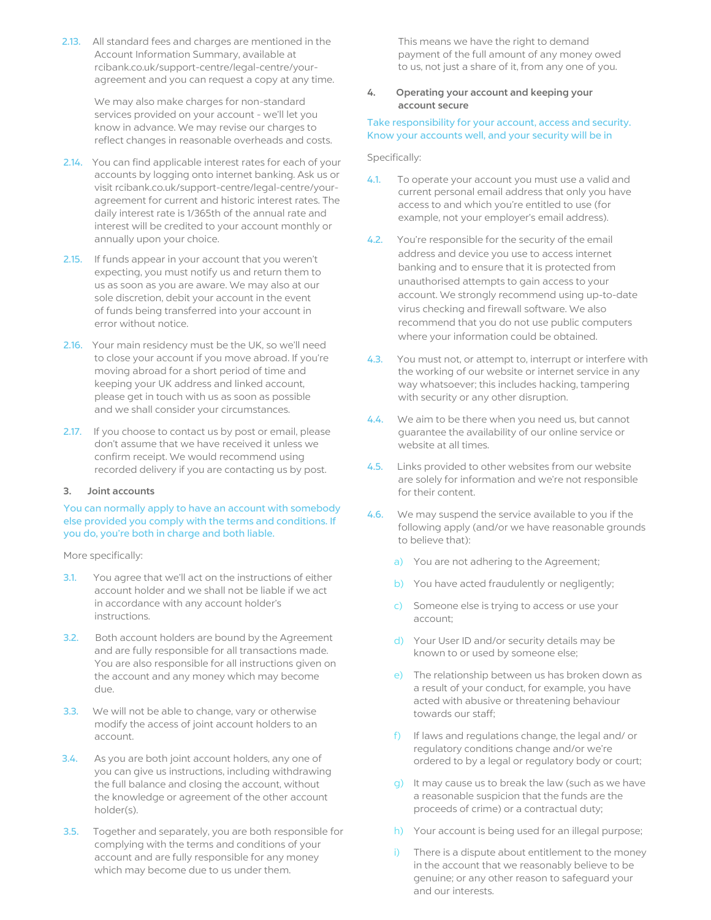2.13. All standard fees and charges are mentioned in the Account Information Summary, available at rcibank.co.uk/support-centre/legal-centre/your-agreement and you can request a copy at any time.

We may also make charges for non-standard services provided on your account - we'll let you know in advance. We may revise our charges to reflect changes in reasonable overheads and costs.

2.14. You can find applicable interest rates for each of your accounts by logging onto internet banking. Ask us or visit rcibank.co.uk/support-centre/legal-centre/your-agreement for current and historic interest rates. The daily interest rate is 1/365th of the annual rate and interest will be credited to your account monthly or annually upon your choice.

2.15. If funds appear in your account that you weren't expecting, you must notify us and return them to us as soon as you are aware. We may also at our sole discretion, debit your account in the event of funds being transferred into your account in error without notice.

2.16. Your main residency must be the UK, so we'll need to close your account if you move abroad. If you're moving abroad for a short period of time and keeping your UK address and linked account, please get in touch with us as soon as possible and we shall consider your circumstances.

2.17. If you choose to contact us by post or email, please don't assume that we have received it unless we confirm receipt. We would recommend using recorded delivery if you are contacting us by post.

### 3. Joint accounts

You can normally apply to have an account with somebody else provided you comply with the terms and conditions. If you do, you're both in charge and both liable.

More specifically:

3.1. You agree that we'll act on the instructions of either account holder and we shall not be liable if we act in accordance with any account holder's instructions.

3.2. Both account holders are bound by the Agreement and are fully responsible for all transactions made. You are also responsible for all instructions given on the account and any money which may become due.

3.3. We will not be able to change, vary or otherwise modify the access of joint account holders to an account.

3.4. As you are both joint account holders, any one of you can give us instructions, including withdrawing the full balance and closing the account, without the knowledge or agreement of the other account holder(s).

3.5. Together and separately, you are both responsible for complying with the terms and conditions of your account and are fully responsible for any money which may become due to us under them.

This means we have the right to demand payment of the full amount of any money owed to us, not just a share of it, from any one of you.

### 4. Operating your account and keeping your account secure

Take responsibility for your account, access and security. Know your accounts well, and your security will be in

Specifically:

4.1. To operate your account you must use a valid and current personal email address that only you have access to and which you're entitled to use (for example, not your employer's email address).

4.2. You're responsible for the security of the email address and device you use to access internet banking and to ensure that it is protected from unauthorised attempts to gain access to your account. We strongly recommend using up-to-date virus checking and firewall software. We also recommend that you do not use public computers where your information could be obtained.

4.3. You must not, or attempt to, interrupt or interfere with the working of our website or internet service in any way whatsoever; this includes hacking, tampering with security or any other disruption.

4.4. We aim to be there when you need us, but cannot guarantee the availability of our online service or website at all times.

4.5. Links provided to other websites from our website are solely for information and we're not responsible for their content.

4.6. We may suspend the service available to you if the following apply (and/or we have reasonable grounds to believe that):

a) You are not adhering to the Agreement;

b) You have acted fraudulently or negligently;

c) Someone else is trying to access or use your account;

d) Your User ID and/or security details may be known to or used by someone else;

e) The relationship between us has broken down as a result of your conduct, for example, you have acted with abusive or threatening behaviour towards our staff;

f) If laws and regulations change, the legal and/ or regulatory conditions change and/or we're ordered to by a legal or regulatory body or court;

g) It may cause us to break the law (such as we have a reasonable suspicion that the funds are the proceeds of crime) or a contractual duty;

h) Your account is being used for an illegal purpose;

i) There is a dispute about entitlement to the money in the account that we reasonably believe to be genuine; or any other reason to safeguard your and our interests.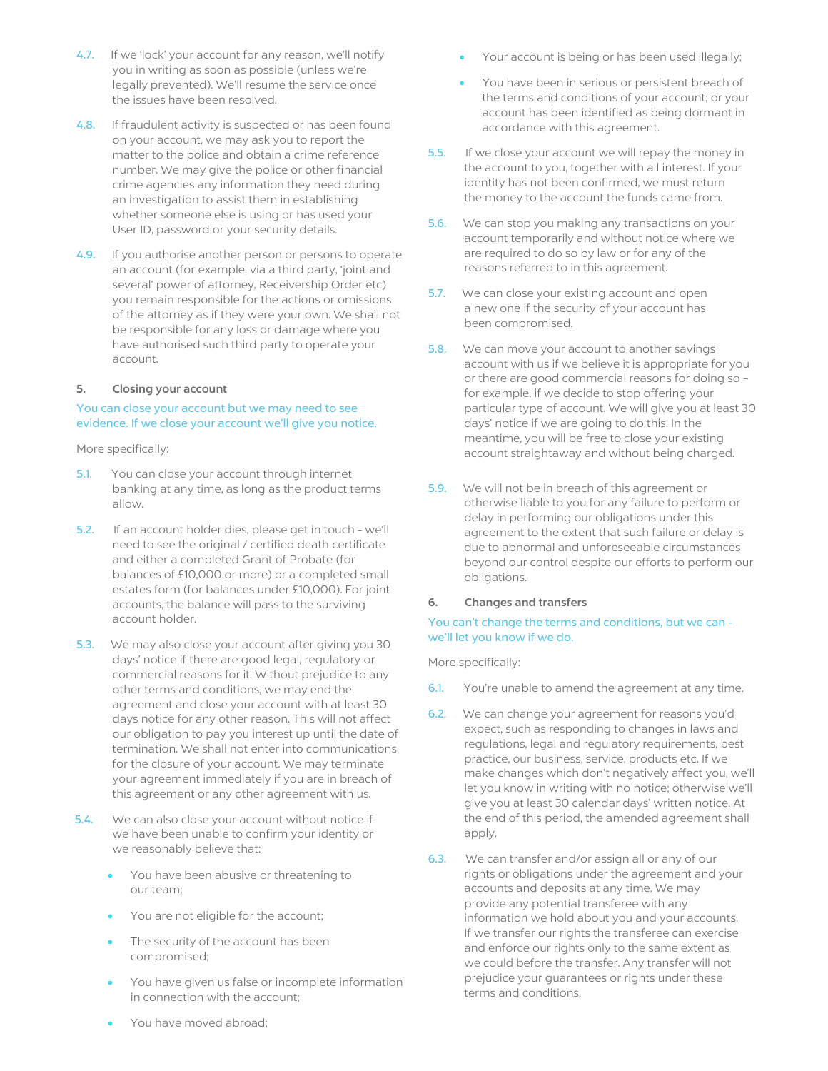4.7. If we 'lock' your account for any reason, we'll notify you in writing as soon as possible (unless we're legally prevented). We'll resume the service once the issues have been resolved.

4.8. If fraudulent activity is suspected or has been found on your account, we may ask you to report the matter to the police and obtain a crime reference number. We may give the police or other financial crime agencies any information they need during an investigation to assist them in establishing whether someone else is using or has used your User ID, password or your security details.

4.9. If you authorise another person or persons to operate an account (for example, via a third party, 'joint and several' power of attorney, Receivership Order etc) you remain responsible for the actions or omissions of the attorney as if they were your own. We shall not be responsible for any loss or damage where you have authorised such third party to operate your account.

**5. Closing your account**

You can close your account but we may need to see evidence. If we close your account we'll give you notice.

More specifically:

5.1. You can close your account through internet banking at any time, as long as the product terms allow.

5.2. If an account holder dies, please get in touch - we'll need to see the original / certified death certificate and either a completed Grant of Probate (for balances of £10,000 or more) or a completed small estates form (for balances under £10,000). For joint accounts, the balance will pass to the surviving account holder.

5.3. We may also close your account after giving you 30 days' notice if there are good legal, regulatory or commercial reasons for it. Without prejudice to any other terms and conditions, we may end the agreement and close your account with at least 30 days notice for any other reason. This will not affect our obligation to pay you interest up until the date of termination. We shall not enter into communications for the closure of your account. We may terminate your agreement immediately if you are in breach of this agreement or any other agreement with us.

5.4. We can also close your account without notice if we have been unable to confirm your identity or we reasonably believe that:

- You have been abusive or threatening to our team;
- You are not eligible for the account;
- The security of the account has been compromised;
- You have given us false or incomplete information in connection with the account;
- You have moved abroad;
- Your account is being or has been used illegally;
- You have been in serious or persistent breach of the terms and conditions of your account; or your account has been identified as being dormant in accordance with this agreement.

5.5. If we close your account we will repay the money in the account to you, together with all interest. If your identity has not been confirmed, we must return the money to the account the funds came from.

5.6. We can stop you making any transactions on your account temporarily and without notice where we are required to do so by law or for any of the reasons referred to in this agreement.

5.7. We can close your existing account and open a new one if the security of your account has been compromised.

5.8. We can move your account to another savings account with us if we believe it is appropriate for you or there are good commercial reasons for doing so – for example, if we decide to stop offering your particular type of account. We will give you at least 30 days' notice if we are going to do this. In the meantime, you will be free to close your existing account straightaway and without being charged.

5.9. We will not be in breach of this agreement or otherwise liable to you for any failure to perform or delay in performing our obligations under this agreement to the extent that such failure or delay is due to abnormal and unforeseeable circumstances beyond our control despite our efforts to perform our obligations.

**6. Changes and transfers**

You can't change the terms and conditions, but we can - we'll let you know if we do.

More specifically:

6.1. You're unable to amend the agreement at any time.

6.2. We can change your agreement for reasons you'd expect, such as responding to changes in laws and regulations, legal and regulatory requirements, best practice, our business, service, products etc. If we make changes which don't negatively affect you, we'll let you know in writing with no notice; otherwise we'll give you at least 30 calendar days' written notice. At the end of this period, the amended agreement shall apply.

6.3. We can transfer and/or assign all or any of our rights or obligations under the agreement and your accounts and deposits at any time. We may provide any potential transferee with any information we hold about you and your accounts. If we transfer our rights the transferee can exercise and enforce our rights only to the same extent as we could before the transfer. Any transfer will not prejudice your guarantees or rights under these terms and conditions.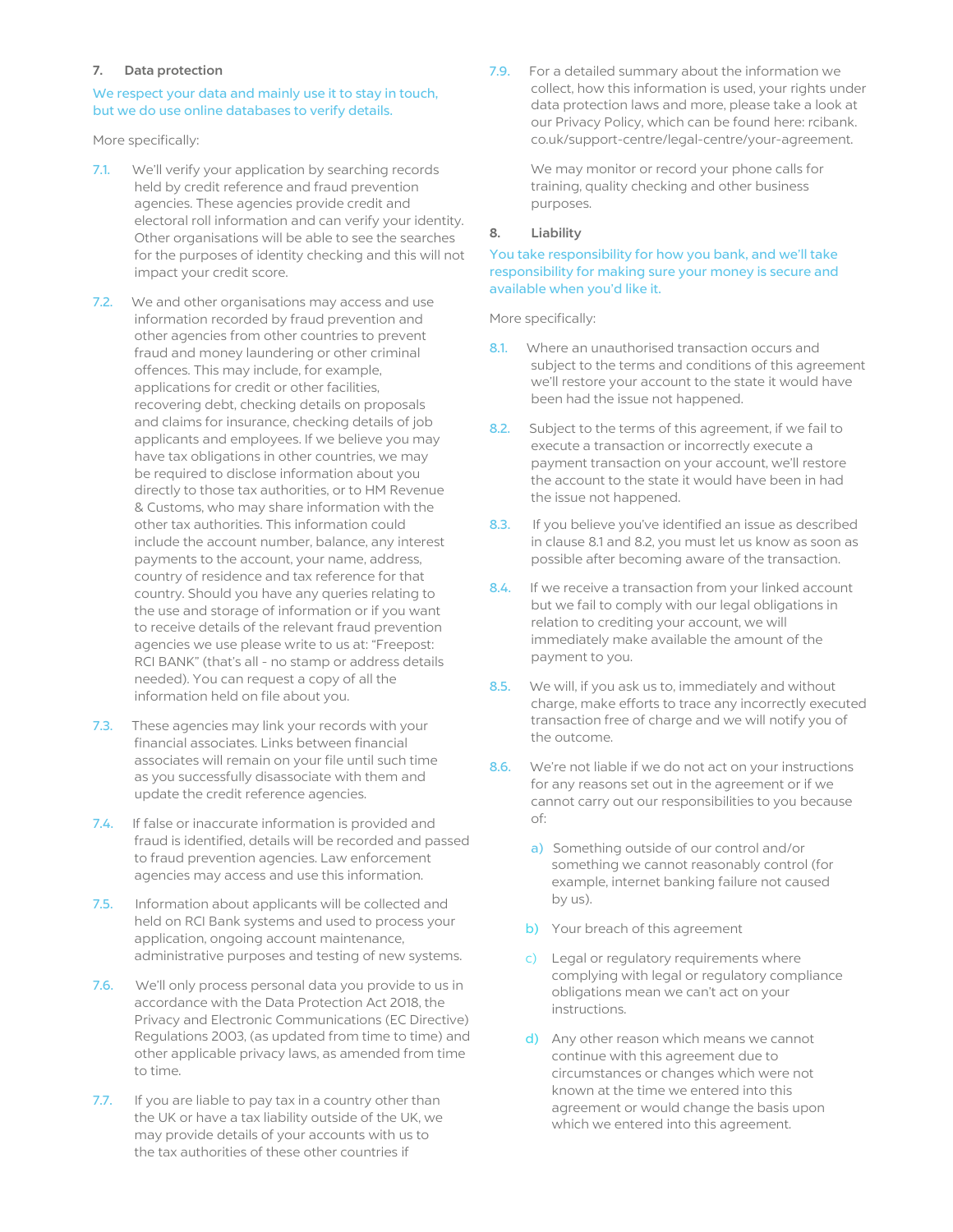## 7. Data protection

We respect your data and mainly use it to stay in touch, but we do use online databases to verify details.

More specifically:

7.1. We'll verify your application by searching records held by credit reference and fraud prevention agencies. These agencies provide credit and electoral roll information and can verify your identity. Other organisations will be able to see the searches for the purposes of identity checking and this will not impact your credit score.

7.2. We and other organisations may access and use information recorded by fraud prevention and other agencies from other countries to prevent fraud and money laundering or other criminal offences. This may include, for example, applications for credit or other facilities, recovering debt, checking details on proposals and claims for insurance, checking details of job applicants and employees. If we believe you may have tax obligations in other countries, we may be required to disclose information about you directly to those tax authorities, or to HM Revenue & Customs, who may share information with the other tax authorities. This information could include the account number, balance, any interest payments to the account, your name, address, country of residence and tax reference for that country. Should you have any queries relating to the use and storage of information or if you want to receive details of the relevant fraud prevention agencies we use please write to us at: "Freepost: RCI BANK" (that's all - no stamp or address details needed). You can request a copy of all the information held on file about you.

7.3. These agencies may link your records with your financial associates. Links between financial associates will remain on your file until such time as you successfully disassociate with them and update the credit reference agencies.

7.4. If false or inaccurate information is provided and fraud is identified, details will be recorded and passed to fraud prevention agencies. Law enforcement agencies may access and use this information.

7.5. Information about applicants will be collected and held on RCI Bank systems and used to process your application, ongoing account maintenance, administrative purposes and testing of new systems.

7.6. We'll only process personal data you provide to us in accordance with the Data Protection Act 2018, the Privacy and Electronic Communications (EC Directive) Regulations 2003, (as updated from time to time) and other applicable privacy laws, as amended from time to time.

7.7. If you are liable to pay tax in a country other than the UK or have a tax liability outside of the UK, we may provide details of your accounts with us to the tax authorities of these other countries if

7.9. For a detailed summary about the information we collect, how this information is used, your rights under data protection laws and more, please take a look at our Privacy Policy, which can be found here: rcibank.co.uk/support-centre/legal-centre/your-agreement.

We may monitor or record your phone calls for training, quality checking and other business purposes.

## 8. Liability

You take responsibility for how you bank, and we'll take responsibility for making sure your money is secure and available when you'd like it.

More specifically:

8.1. Where an unauthorised transaction occurs and subject to the terms and conditions of this agreement we'll restore your account to the state it would have been had the issue not happened.

8.2. Subject to the terms of this agreement, if we fail to execute a transaction or incorrectly execute a payment transaction on your account, we'll restore the account to the state it would have been in had the issue not happened.

8.3. If you believe you've identified an issue as described in clause 8.1 and 8.2, you must let us know as soon as possible after becoming aware of the transaction.

8.4. If we receive a transaction from your linked account but we fail to comply with our legal obligations in relation to crediting your account, we will immediately make available the amount of the payment to you.

8.5. We will, if you ask us to, immediately and without charge, make efforts to trace any incorrectly executed transaction free of charge and we will notify you of the outcome.

8.6. We're not liable if we do not act on your instructions for any reasons set out in the agreement or if we cannot carry out our responsibilities to you because of:

a) Something outside of our control and/or something we cannot reasonably control (for example, internet banking failure not caused by us).

b) Your breach of this agreement

c) Legal or regulatory requirements where complying with legal or regulatory compliance obligations mean we can't act on your instructions.

d) Any other reason which means we cannot continue with this agreement due to circumstances or changes which were not known at the time we entered into this agreement or would change the basis upon which we entered into this agreement.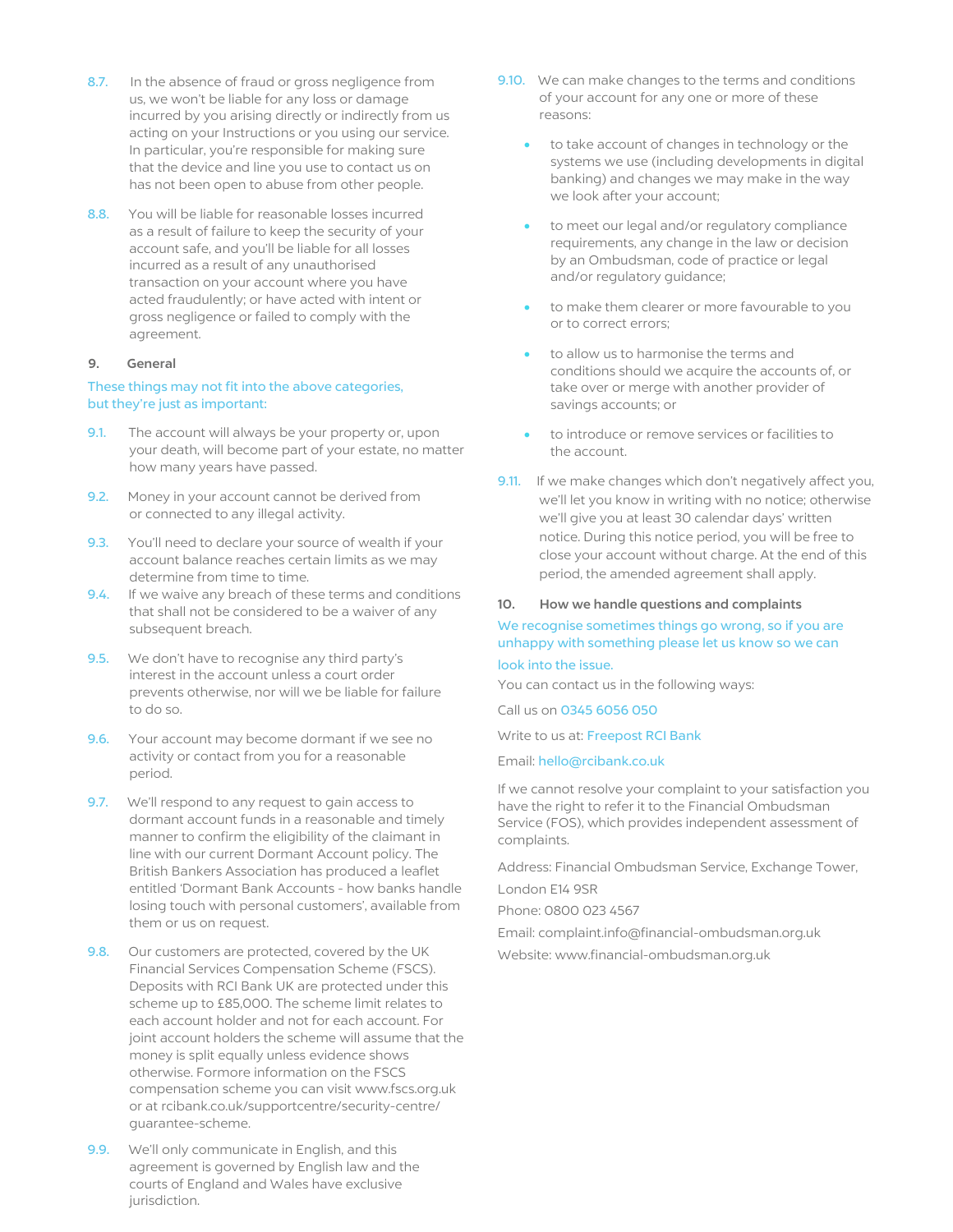8.7. In the absence of fraud or gross negligence from us, we won't be liable for any loss or damage incurred by you arising directly or indirectly from us acting on your Instructions or you using our service. In particular, you're responsible for making sure that the device and line you use to contact us on has not been open to abuse from other people.

8.8. You will be liable for reasonable losses incurred as a result of failure to keep the security of your account safe, and you'll be liable for all losses incurred as a result of any unauthorised transaction on your account where you have acted fraudulently; or have acted with intent or gross negligence or failed to comply with the agreement.

## 9. General

These things may not fit into the above categories, but they're just as important:

9.1. The account will always be your property or, upon your death, will become part of your estate, no matter how many years have passed.

9.2. Money in your account cannot be derived from or connected to any illegal activity.

9.3. You'll need to declare your source of wealth if your account balance reaches certain limits as we may determine from time to time.

9.4. If we waive any breach of these terms and conditions that shall not be considered to be a waiver of any subsequent breach.

9.5. We don't have to recognise any third party's interest in the account unless a court order prevents otherwise, nor will we be liable for failure to do so.

9.6. Your account may become dormant if we see no activity or contact from you for a reasonable period.

9.7. We'll respond to any request to gain access to dormant account funds in a reasonable and timely manner to confirm the eligibility of the claimant in line with our current Dormant Account policy. The British Bankers Association has produced a leaflet entitled 'Dormant Bank Accounts - how banks handle losing touch with personal customers', available from them or us on request.

9.8. Our customers are protected, covered by the UK Financial Services Compensation Scheme (FSCS). Deposits with RCI Bank UK are protected under this scheme up to £85,000. The scheme limit relates to each account holder and not for each account. For joint account holders the scheme will assume that the money is split equally unless evidence shows otherwise. Formore information on the FSCS compensation scheme you can visit www.fscs.org.uk or at rcibank.co.uk/supportcentre/security-centre/guarantee-scheme.

9.9. We'll only communicate in English, and this agreement is governed by English law and the courts of England and Wales have exclusive jurisdiction.

9.10. We can make changes to the terms and conditions of your account for any one or more of these reasons:

- to take account of changes in technology or the systems we use (including developments in digital banking) and changes we may make in the way we look after your account;
- to meet our legal and/or regulatory compliance requirements, any change in the law or decision by an Ombudsman, code of practice or legal and/or regulatory guidance;
- to make them clearer or more favourable to you or to correct errors;
- to allow us to harmonise the terms and conditions should we acquire the accounts of, or take over or merge with another provider of savings accounts; or
- to introduce or remove services or facilities to the account.

9.11. If we make changes which don't negatively affect you, we'll let you know in writing with no notice; otherwise we'll give you at least 30 calendar days' written notice. During this notice period, you will be free to close your account without charge. At the end of this period, the amended agreement shall apply.

## 10. How we handle questions and complaints

We recognise sometimes things go wrong, so if you are unhappy with something please let us know so we can look into the issue.

You can contact us in the following ways:

Call us on 0345 6056 050

Write to us at: Freepost RCI Bank

Email: hello@rcibank.co.uk

If we cannot resolve your complaint to your satisfaction you have the right to refer it to the Financial Ombudsman Service (FOS), which provides independent assessment of complaints.

Address: Financial Ombudsman Service, Exchange Tower, London E14 9SR

Phone: 0800 023 4567

Email: complaint.info@financial-ombudsman.org.uk

Website: www.financial-ombudsman.org.uk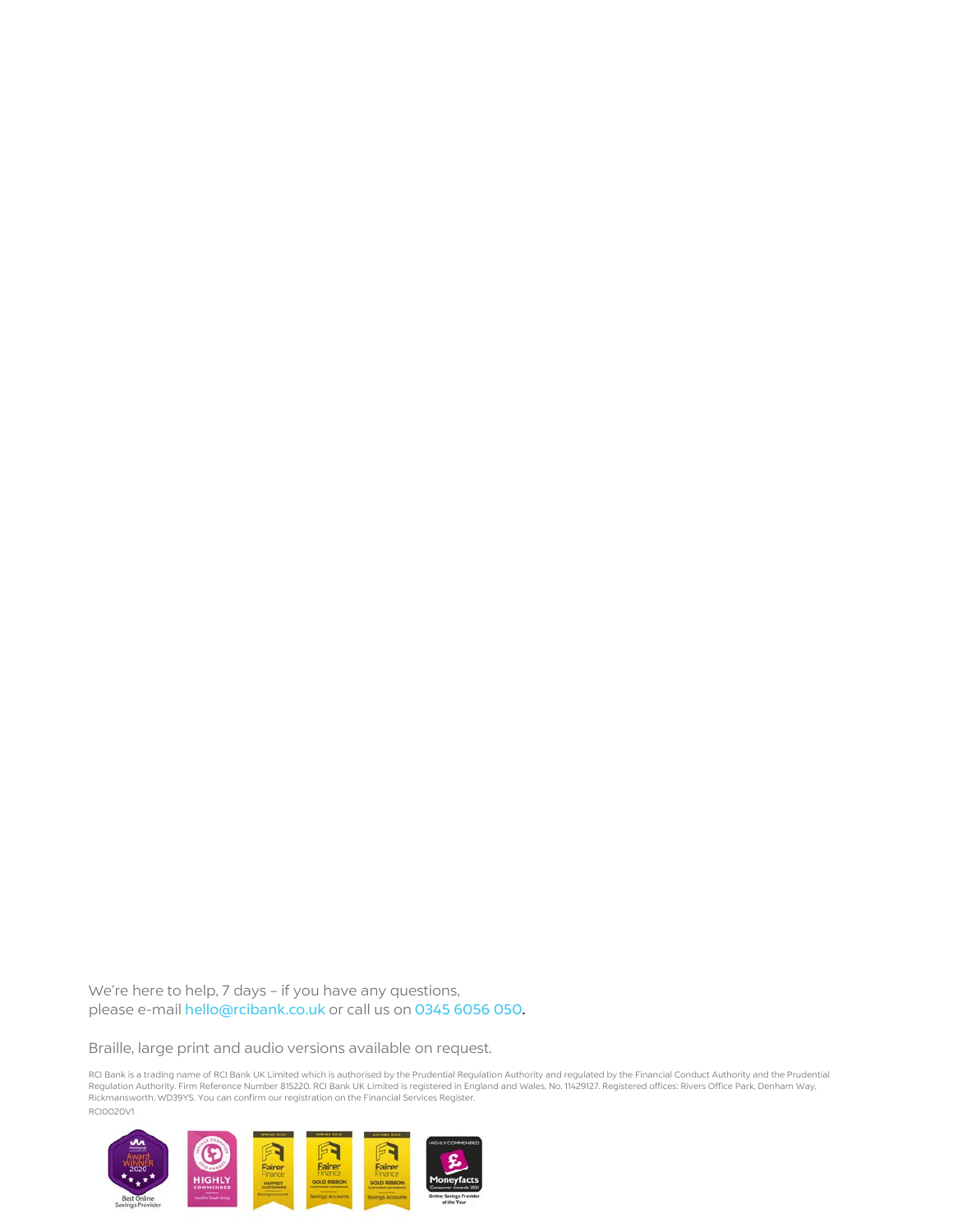We're here to help, 7 days – if you have any questions, please e-mail hello@rcibank.co.uk or call us on 0345 6056 050.

Braille, large print and audio versions available on request.

RCI Bank is a trading name of RCI Bank UK Limited which is authorised by the Prudential Regulation Authority and regulated by the Financial Conduct Authority and the Prudential Regulation Authority. Firm Reference Number 815220. RCI Bank UK Limited is registered in England and Wales, No. 11429127. Registered offices: Rivers Office Park, Denham Way, Rickmansworth, WD39YS. You can confirm our registration on the Financial Services Register.

RCI0020V1